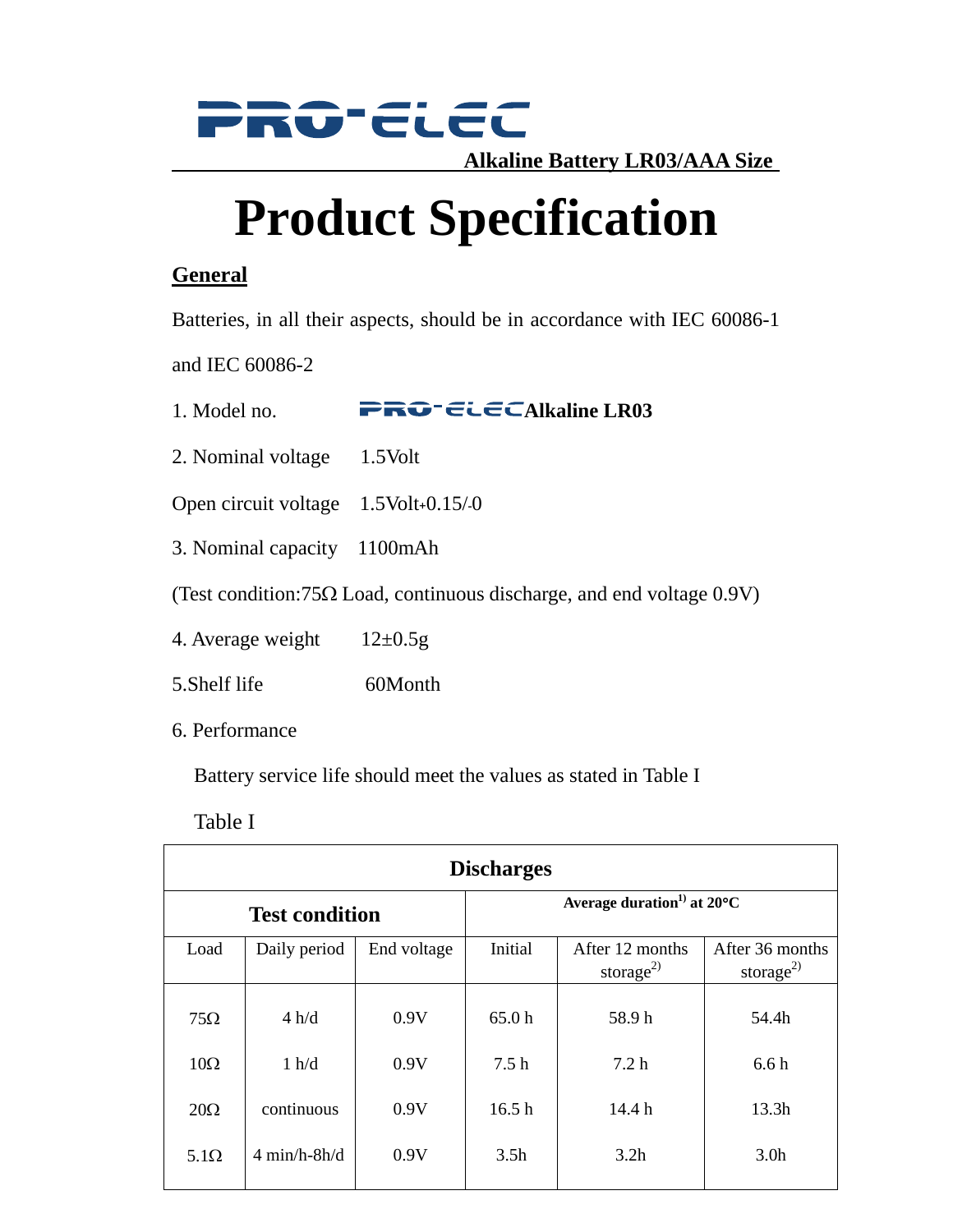PRO-ELEC

**Alkaline Battery LR03/AAA Size**

# Product Specification

## General

Batteries, in all their aspects, should be in accordance with IEC 60086-1 and IEC 60086-2

1. Model no. PRO-ELEC **Alkaline LR03**

2. Nominal voltage 1.5Volt

Open circuit voltage 1.5Volt+0.15/-0

3. Nominal capacity 1100mAh

(Test condition:75Ω Load, continuous discharge, and end voltage 0.9V)

4. Average weight 12±0.5g

5.Shelf life 60Month

6. Performance

Battery service life should meet the values as stated in Table I

Table I

| **Discharges** | | | | | |
|---|---|---|---|---|---|
| **Test condition** | | | **Average duration[1] at 20°C** | | |
| Load | Daily period | End voltage | Initial | After 12 months storage[2] | After 36 months storage[2] |
| 75Ω | 4 h/d | 0.9V | 65.0 h | 58.9 h | 54.4h |
| 10Ω | 1 h/d | 0.9V | 7.5 h | 7.2 h | 6.6 h |
| 20Ω | continuous | 0.9V | 16.5 h | 14.4 h | 13.3h |
| 5.1Ω | 4 min/h-8h/d | 0.9V | 3.5h | 3.2h | 3.0h |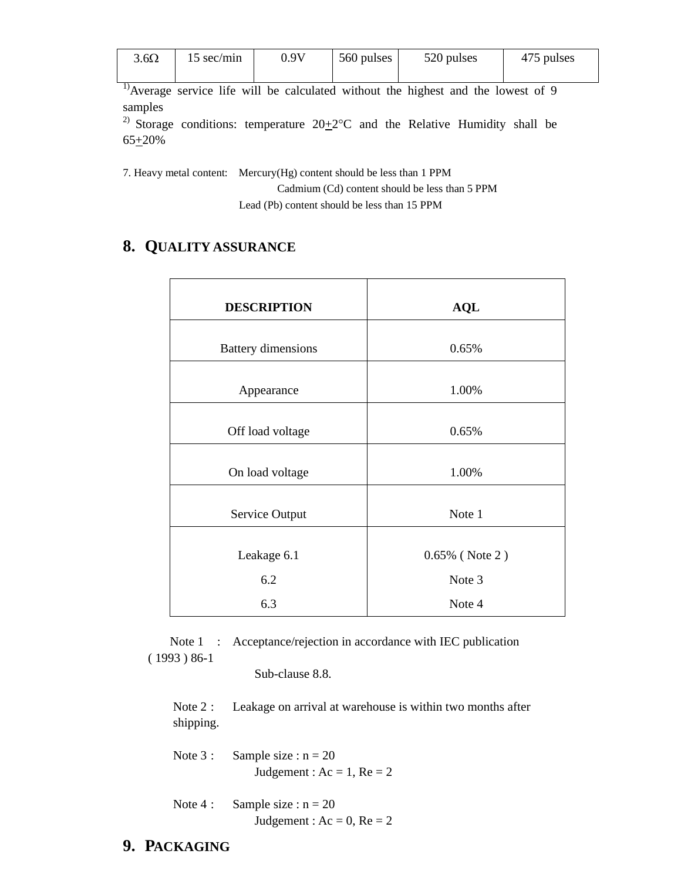| 3.6Ω | 15 sec/min | 0.9V | 560 pulses | 520 pulses | 475 pulses |
|---|---|---|---|---|---|

[1)]Average service life will be calculated without the highest and the lowest of 9 samples

[2)] Storage conditions: temperature 20±2°C and the Relative Humidity shall be 65±20%

7. Heavy metal content: Mercury(Hg) content should be less than 1 PPM
   Cadmium (Cd) content should be less than 5 PPM
   Lead (Pb) content should be less than 15 PPM

## 8. QUALITY ASSURANCE

| DESCRIPTION | AQL |
|---|---|
| Battery dimensions | 0.65% |
| Appearance | 1.00% |
| Off load voltage | 0.65% |
| On load voltage | 1.00% |
| Service Output | Note 1 |
| Leakage 6.1 | 0.65% ( Note 2 ) |
| 6.2 | Note 3 |
| 6.3 | Note 4 |

Note 1 : Acceptance/rejection in accordance with IEC publication ( 1993 ) 86-1
Sub-clause 8.8.

Note 2 : Leakage on arrival at warehouse is within two months after shipping.

Note 3 : Sample size : n = 20
Judgement : Ac = 1, Re = 2

Note 4 : Sample size : n = 20
Judgement : Ac = 0, Re = 2

## 9. PACKAGING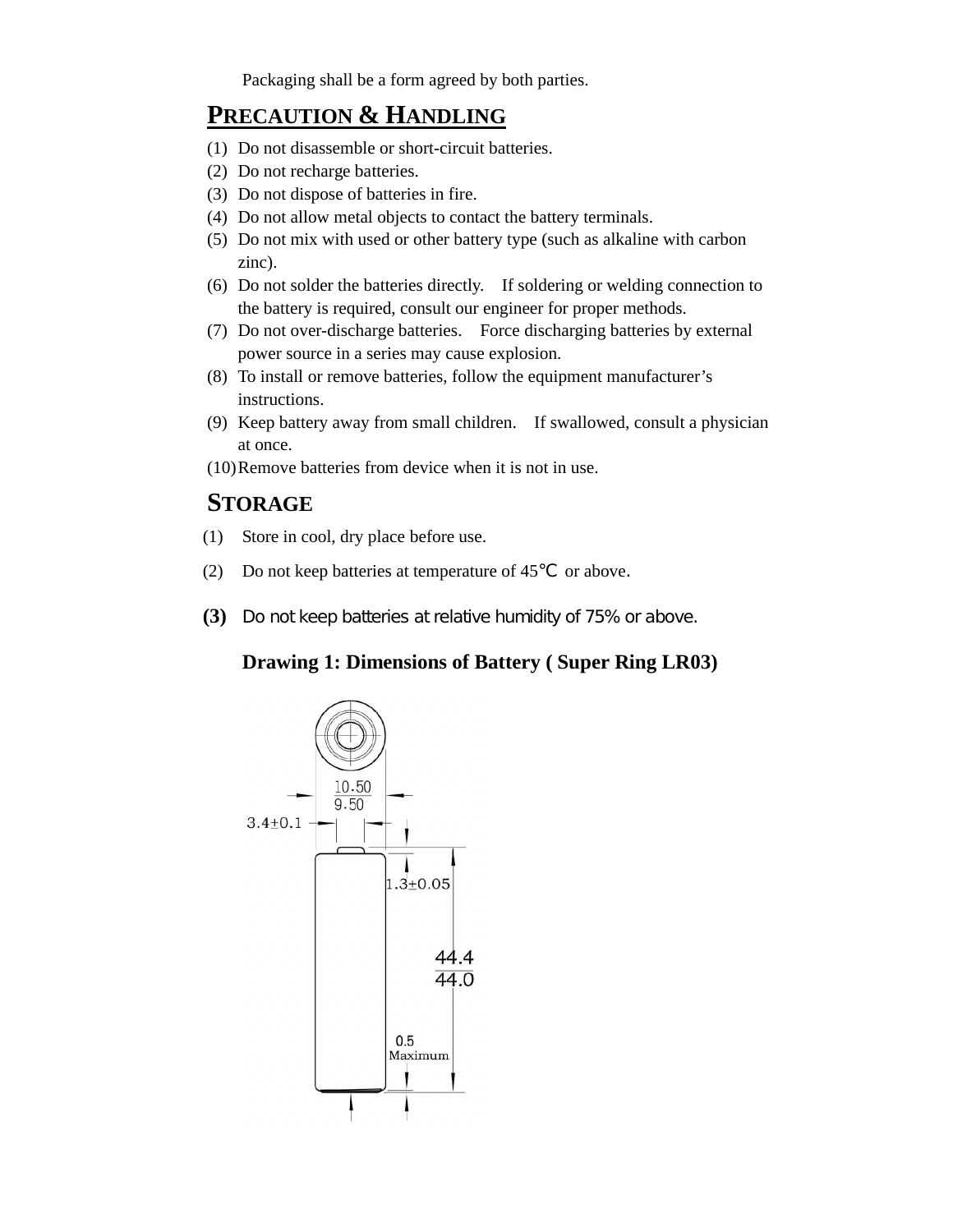Packaging shall be a form agreed by both parties.

## PRECAUTION & HANDLING

(1) Do not disassemble or short-circuit batteries.
(2) Do not recharge batteries.
(3) Do not dispose of batteries in fire.
(4) Do not allow metal objects to contact the battery terminals.
(5) Do not mix with used or other battery type (such as alkaline with carbon zinc).
(6) Do not solder the batteries directly. If soldering or welding connection to the battery is required, consult our engineer for proper methods.
(7) Do not over-discharge batteries. Force discharging batteries by external power source in a series may cause explosion.
(8) To install or remove batteries, follow the equipment manufacturer's instructions.
(9) Keep battery away from small children. If swallowed, consult a physician at once.
(10) Remove batteries from device when it is not in use.

## STORAGE

(1) Store in cool, dry place before use.
(2) Do not keep batteries at temperature of 45℃ or above.
(3) Do not keep batteries at relative humidity of 75% or above.

**Drawing 1: Dimensions of Battery ( Super Ring LR03)**

10.50
9.50
3.4±0.1
1.3±0.05
44.4
44.0
0.5
Maximum